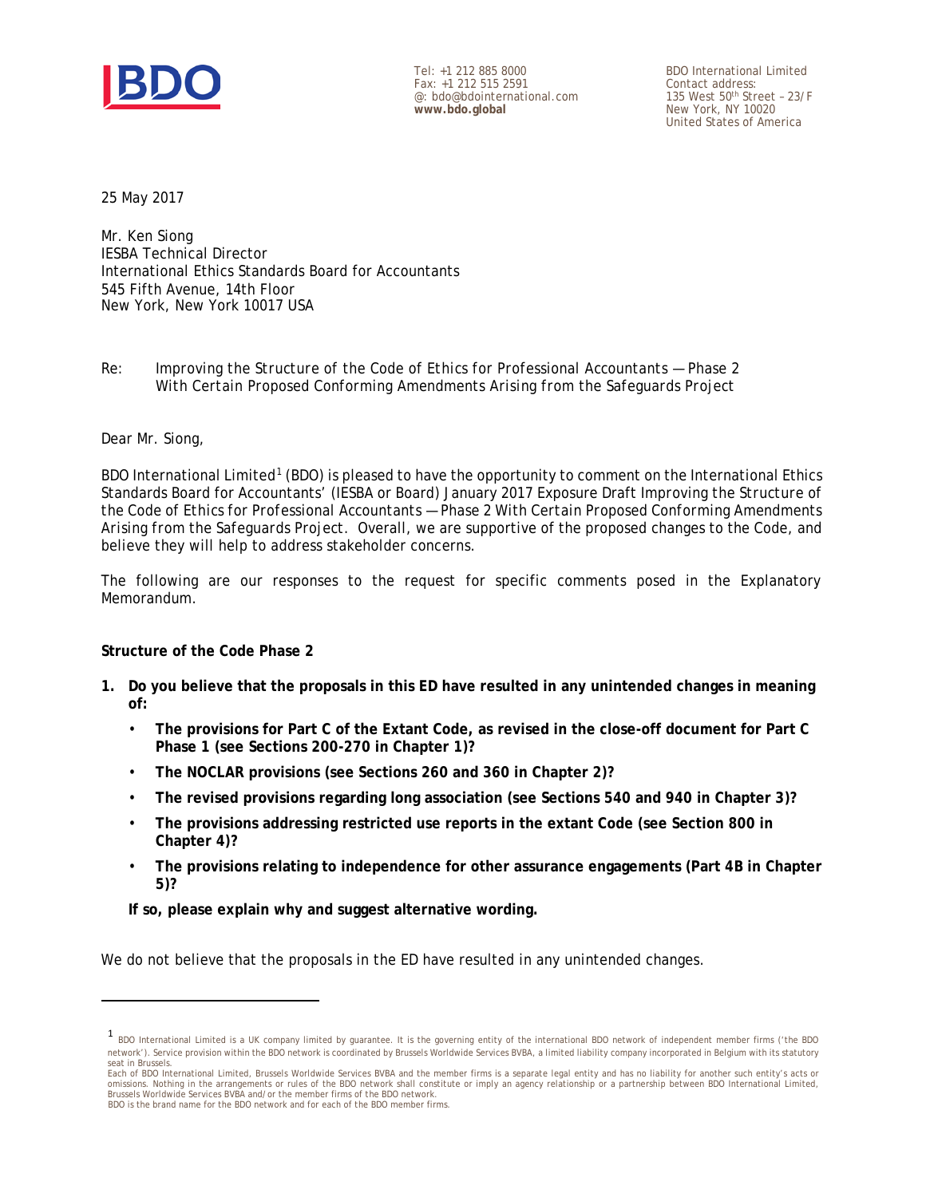Tel: +1 212 885 8000
Fax: +1 212 515 2591
@: bdo@bdointernational.com
**www.bdo.global**

BDO International Limited
Contact address:
135 West 50th Street – 23/F
New York, NY 10020
United States of America

25 May 2017

Mr. Ken Siong
IESBA Technical Director
International Ethics Standards Board for Accountants
545 Fifth Avenue, 14th Floor
New York, New York 10017 USA

Re: *Improving the Structure of the Code of Ethics for Professional Accountants — Phase 2 With Certain Proposed Conforming Amendments Arising from the Safeguards Project*

Dear Mr. Siong,

BDO International Limited[1] (BDO) is pleased to have the opportunity to comment on the International Ethics Standards Board for Accountants' (IESBA or Board) January 2017 Exposure Draft *Improving the Structure of the Code of Ethics for Professional Accountants — Phase 2 With Certain Proposed Conforming Amendments Arising from the Safeguards Project*. Overall, we are supportive of the proposed changes to the Code, and believe they will help to address stakeholder concerns.

The following are our responses to the request for specific comments posed in the Explanatory Memorandum.

**Structure of the Code Phase 2**

1. **Do you believe that the proposals in this ED have resulted in any unintended changes in meaning of:**
   - **The provisions for Part C of the Extant Code, as revised in the close-off document for Part C Phase 1 (see Sections 200-270 in Chapter 1)?**
   - **The NOCLAR provisions (see Sections 260 and 360 in Chapter 2)?**
   - **The revised provisions regarding long association (see Sections 540 and 940 in Chapter 3)?**
   - **The provisions addressing restricted use reports in the extant Code (see Section 800 in Chapter 4)?**
   - **The provisions relating to independence for other assurance engagements (Part 4B in Chapter 5)?**

   **If so, please explain why and suggest alternative wording.**

We do not believe that the proposals in the ED have resulted in any unintended changes.

---

[1] BDO International Limited is a UK company limited by guarantee. It is the governing entity of the international BDO network of independent member firms ('the BDO network'). Service provision within the BDO network is coordinated by Brussels Worldwide Services BVBA, a limited liability company incorporated in Belgium with its statutory seat in Brussels.
Each of BDO International Limited, Brussels Worldwide Services BVBA and the member firms is a separate legal entity and has no liability for another such entity's acts or omissions. Nothing in the arrangements or rules of the BDO network shall constitute or imply an agency relationship or a partnership between BDO International Limited, Brussels Worldwide Services BVBA and/or the member firms of the BDO network.
BDO is the brand name for the BDO network and for each of the BDO member firms.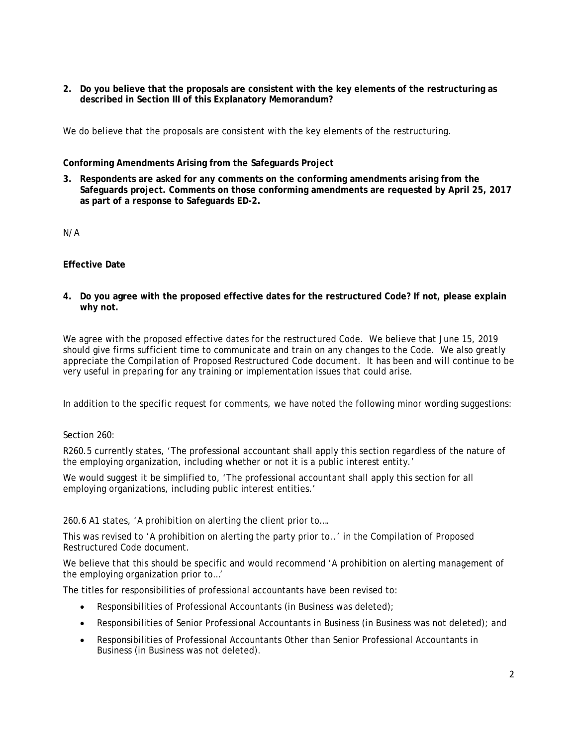**2. Do you believe that the proposals are consistent with the key elements of the restructuring as described in Section III of this Explanatory Memorandum?**

We do believe that the proposals are consistent with the key elements of the restructuring.

**Conforming Amendments Arising from the Safeguards Project**

**3. Respondents are asked for any comments on the conforming amendments arising from the Safeguards project. Comments on those conforming amendments are requested by April 25, 2017 as part of a response to Safeguards ED-2.**

N/A

**Effective Date**

**4. Do you agree with the proposed effective dates for the restructured Code? If not, please explain why not.**

We agree with the proposed effective dates for the restructured Code. We believe that June 15, 2019 should give firms sufficient time to communicate and train on any changes to the Code. We also greatly appreciate the Compilation of Proposed Restructured Code document. It has been and will continue to be very useful in preparing for any training or implementation issues that could arise.

In addition to the specific request for comments, we have noted the following minor wording suggestions:

Section 260:

R260.5 currently states, 'The professional accountant shall apply this section regardless of the nature of the employing organization, including whether or not it is a public interest entity.'

We would suggest it be simplified to, 'The professional accountant shall apply this section for all employing organizations, including public interest entities.'

260.6 A1 states, 'A prohibition on alerting the client prior to….

This was revised to 'A prohibition on alerting the party prior to..' in the Compilation of Proposed Restructured Code document.

We believe that this should be specific and would recommend 'A prohibition on alerting management of the employing organization prior to…'

The titles for responsibilities of professional accountants have been revised to:

- Responsibilities of Professional Accountants (in Business was deleted);
- Responsibilities of Senior Professional Accountants in Business (in Business was not deleted); and
- Responsibilities of Professional Accountants Other than Senior Professional Accountants in Business (in Business was not deleted).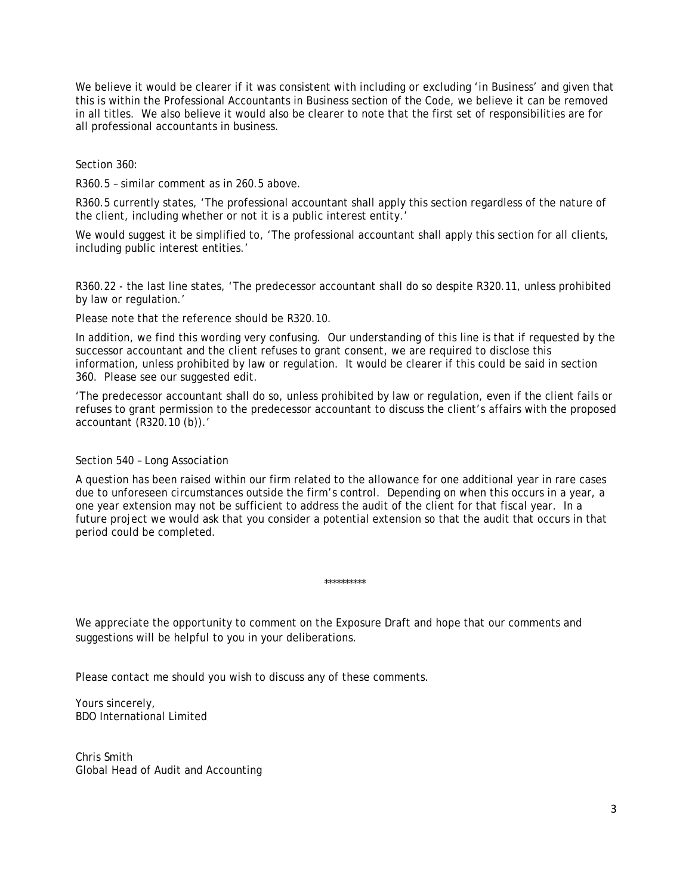We believe it would be clearer if it was consistent with including or excluding 'in Business' and given that this is within the Professional Accountants in Business section of the Code, we believe it can be removed in all titles. We also believe it would also be clearer to note that the first set of responsibilities are for all professional accountants in business.

Section 360:

R360.5 – similar comment as in 260.5 above.

R360.5 currently states, 'The professional accountant shall apply this section regardless of the nature of the client, including whether or not it is a public interest entity.'

We would suggest it be simplified to, 'The professional accountant shall apply this section for all clients, including public interest entities.'

R360.22 - the last line states, 'The predecessor accountant shall do so despite R320.11, unless prohibited by law or regulation.'

Please note that the reference should be R320.10.

In addition, we find this wording very confusing. Our understanding of this line is that if requested by the successor accountant and the client refuses to grant consent, we are required to disclose this information, unless prohibited by law or regulation. It would be clearer if this could be said in section 360. Please see our suggested edit.

'The predecessor accountant shall do so, unless prohibited by law or regulation, even if the client fails or refuses to grant permission to the predecessor accountant to discuss the client's affairs with the proposed accountant (R320.10 (b)).'

Section 540 – Long Association

A question has been raised within our firm related to the allowance for one additional year in rare cases due to unforeseen circumstances outside the firm's control. Depending on when this occurs in a year, a one year extension may not be sufficient to address the audit of the client for that fiscal year. In a future project we would ask that you consider a potential extension so that the audit that occurs in that period could be completed.

**********

We appreciate the opportunity to comment on the Exposure Draft and hope that our comments and suggestions will be helpful to you in your deliberations.

Please contact me should you wish to discuss any of these comments.

Yours sincerely,
BDO International Limited

Chris Smith
Global Head of Audit and Accounting